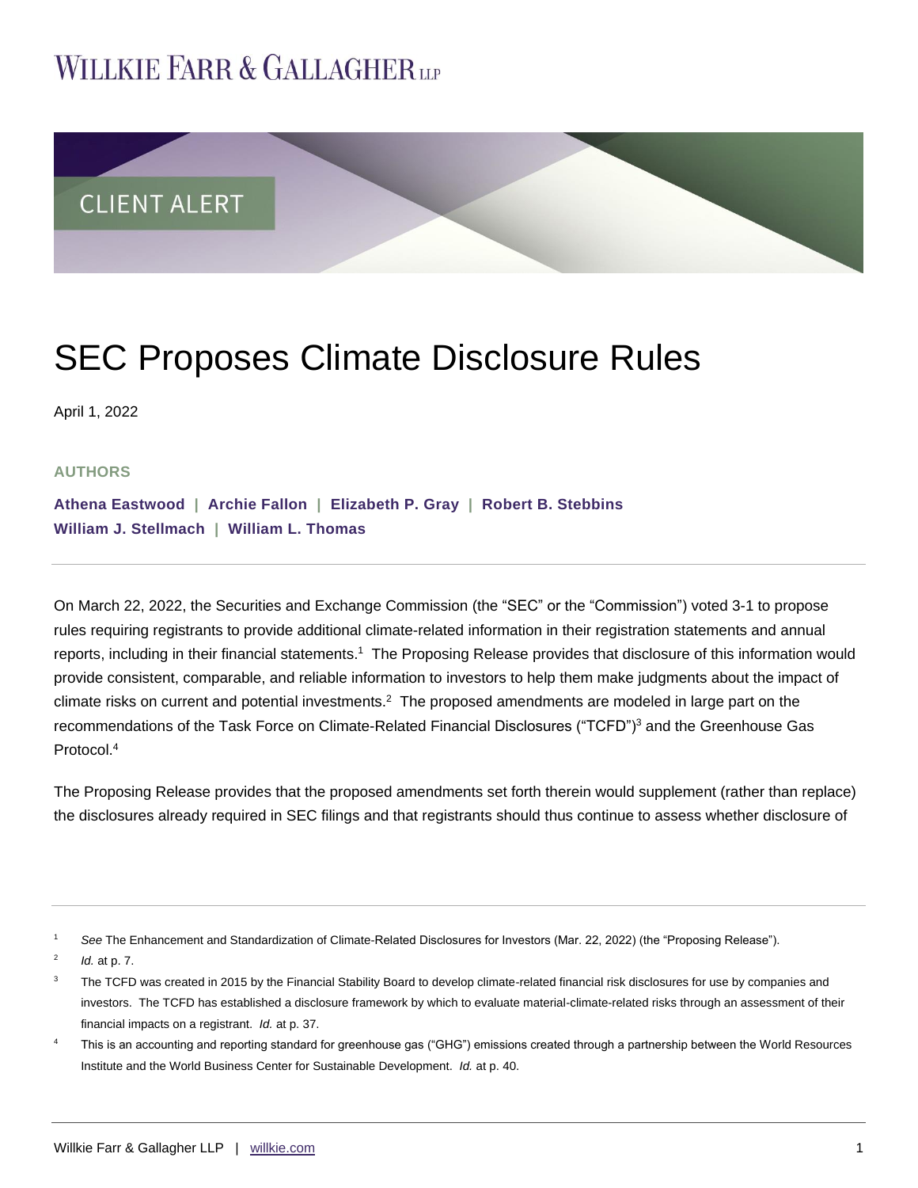# WILLKIE FARR & GALLAGHER LLP

CLIENT ALERT

# SEC Proposes Climate Disclosure Rules

April 1, 2022

**AUTHORS**

**Athena Eastwood | Archie Fallon | Elizabeth P. Gray | Robert B. Stebbins**
**William J. Stellmach | William L. Thomas**

On March 22, 2022, the Securities and Exchange Commission (the "SEC" or the "Commission") voted 3-1 to propose rules requiring registrants to provide additional climate-related information in their registration statements and annual reports, including in their financial statements.[1] The Proposing Release provides that disclosure of this information would provide consistent, comparable, and reliable information to investors to help them make judgments about the impact of climate risks on current and potential investments.[2] The proposed amendments are modeled in large part on the recommendations of the Task Force on Climate-Related Financial Disclosures ("TCFD")[3] and the Greenhouse Gas Protocol.[4]

The Proposing Release provides that the proposed amendments set forth therein would supplement (rather than replace) the disclosures already required in SEC filings and that registrants should thus continue to assess whether disclosure of

---

[1] *See* The Enhancement and Standardization of Climate-Related Disclosures for Investors (Mar. 22, 2022) (the "Proposing Release").

[2] *Id.* at p. 7.

[3] The TCFD was created in 2015 by the Financial Stability Board to develop climate-related financial risk disclosures for use by companies and investors. The TCFD has established a disclosure framework by which to evaluate material-climate-related risks through an assessment of their financial impacts on a registrant. *Id.* at p. 37.

[4] This is an accounting and reporting standard for greenhouse gas ("GHG") emissions created through a partnership between the World Resources Institute and the World Business Center for Sustainable Development. *Id.* at p. 40.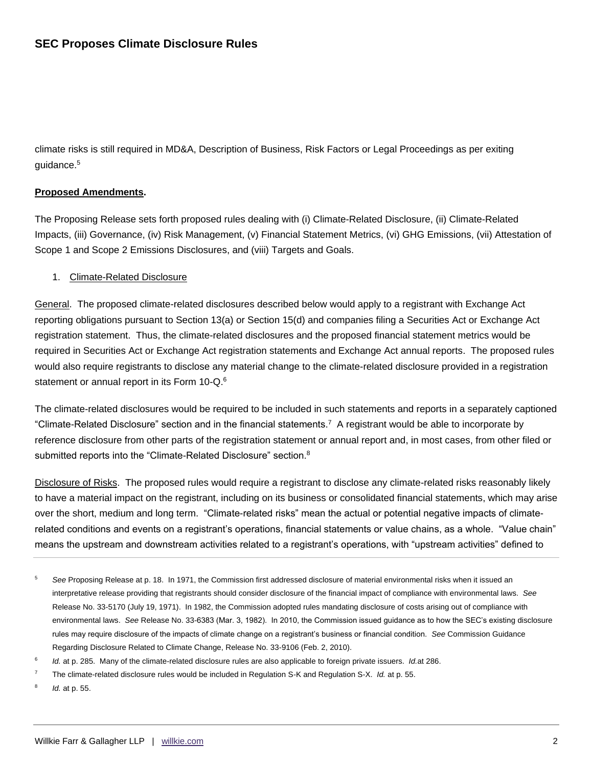climate risks is still required in MD&A, Description of Business, Risk Factors or Legal Proceedings as per exiting guidance.[5]

**<u>Proposed Amendments</u>.**

The Proposing Release sets forth proposed rules dealing with (i) Climate-Related Disclosure, (ii) Climate-Related Impacts, (iii) Governance, (iv) Risk Management, (v) Financial Statement Metrics, (vi) GHG Emissions, (vii) Attestation of Scope 1 and Scope 2 Emissions Disclosures, and (viii) Targets and Goals.

1. <u>Climate-Related Disclosure</u>

<u>General</u>. The proposed climate-related disclosures described below would apply to a registrant with Exchange Act reporting obligations pursuant to Section 13(a) or Section 15(d) and companies filing a Securities Act or Exchange Act registration statement. Thus, the climate-related disclosures and the proposed financial statement metrics would be required in Securities Act or Exchange Act registration statements and Exchange Act annual reports. The proposed rules would also require registrants to disclose any material change to the climate-related disclosure provided in a registration statement or annual report in its Form 10-Q.[6]

The climate-related disclosures would be required to be included in such statements and reports in a separately captioned "Climate-Related Disclosure" section and in the financial statements.[7] A registrant would be able to incorporate by reference disclosure from other parts of the registration statement or annual report and, in most cases, from other filed or submitted reports into the "Climate-Related Disclosure" section.[8]

<u>Disclosure of Risks</u>. The proposed rules would require a registrant to disclose any climate-related risks reasonably likely to have a material impact on the registrant, including on its business or consolidated financial statements, which may arise over the short, medium and long term. "Climate-related risks" mean the actual or potential negative impacts of climate-related conditions and events on a registrant's operations, financial statements or value chains, as a whole. "Value chain" means the upstream and downstream activities related to a registrant's operations, with "upstream activities" defined to

---

[5] *See* Proposing Release at p. 18. In 1971, the Commission first addressed disclosure of material environmental risks when it issued an interpretative release providing that registrants should consider disclosure of the financial impact of compliance with environmental laws. *See* Release No. 33-5170 (July 19, 1971). In 1982, the Commission adopted rules mandating disclosure of costs arising out of compliance with environmental laws. *See* Release No. 33-6383 (Mar. 3, 1982). In 2010, the Commission issued guidance as to how the SEC's existing disclosure rules may require disclosure of the impacts of climate change on a registrant's business or financial condition. *See* Commission Guidance Regarding Disclosure Related to Climate Change, Release No. 33-9106 (Feb. 2, 2010).

[6] *Id.* at p. 285. Many of the climate-related disclosure rules are also applicable to foreign private issuers. *Id.* at 286.

[7] The climate-related disclosure rules would be included in Regulation S-K and Regulation S-X. *Id.* at p. 55.

[8] *Id.* at p. 55.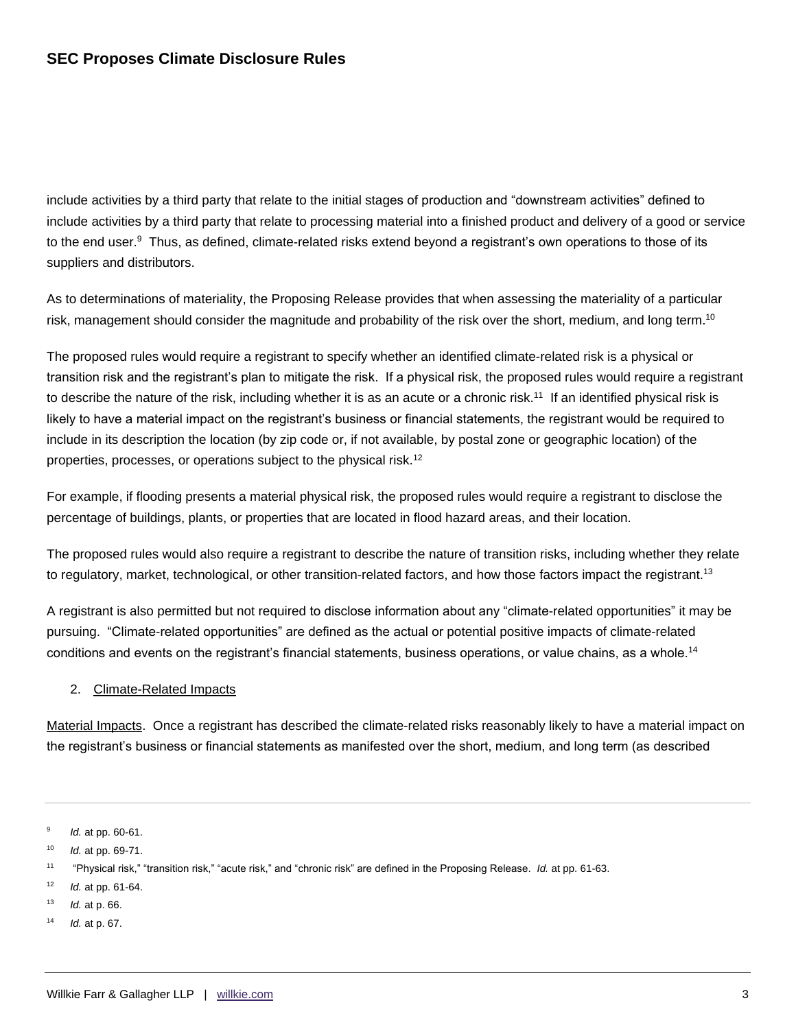include activities by a third party that relate to the initial stages of production and "downstream activities" defined to include activities by a third party that relate to processing material into a finished product and delivery of a good or service to the end user.[9] Thus, as defined, climate-related risks extend beyond a registrant's own operations to those of its suppliers and distributors.

As to determinations of materiality, the Proposing Release provides that when assessing the materiality of a particular risk, management should consider the magnitude and probability of the risk over the short, medium, and long term.[10]

The proposed rules would require a registrant to specify whether an identified climate-related risk is a physical or transition risk and the registrant's plan to mitigate the risk. If a physical risk, the proposed rules would require a registrant to describe the nature of the risk, including whether it is as an acute or a chronic risk.[11] If an identified physical risk is likely to have a material impact on the registrant's business or financial statements, the registrant would be required to include in its description the location (by zip code or, if not available, by postal zone or geographic location) of the properties, processes, or operations subject to the physical risk.[12]

For example, if flooding presents a material physical risk, the proposed rules would require a registrant to disclose the percentage of buildings, plants, or properties that are located in flood hazard areas, and their location.

The proposed rules would also require a registrant to describe the nature of transition risks, including whether they relate to regulatory, market, technological, or other transition-related factors, and how those factors impact the registrant.[13]

A registrant is also permitted but not required to disclose information about any "climate-related opportunities" it may be pursuing. "Climate-related opportunities" are defined as the actual or potential positive impacts of climate-related conditions and events on the registrant's financial statements, business operations, or value chains, as a whole.[14]

2. Climate-Related Impacts

Material Impacts. Once a registrant has described the climate-related risks reasonably likely to have a material impact on the registrant's business or financial statements as manifested over the short, medium, and long term (as described

---

[9] *Id.* at pp. 60-61.

[10] *Id.* at pp. 69-71.

[11] "Physical risk," "transition risk," "acute risk," and "chronic risk" are defined in the Proposing Release. *Id.* at pp. 61-63.

[12] *Id.* at pp. 61-64.

[13] *Id.* at p. 66.

[14] *Id.* at p. 67.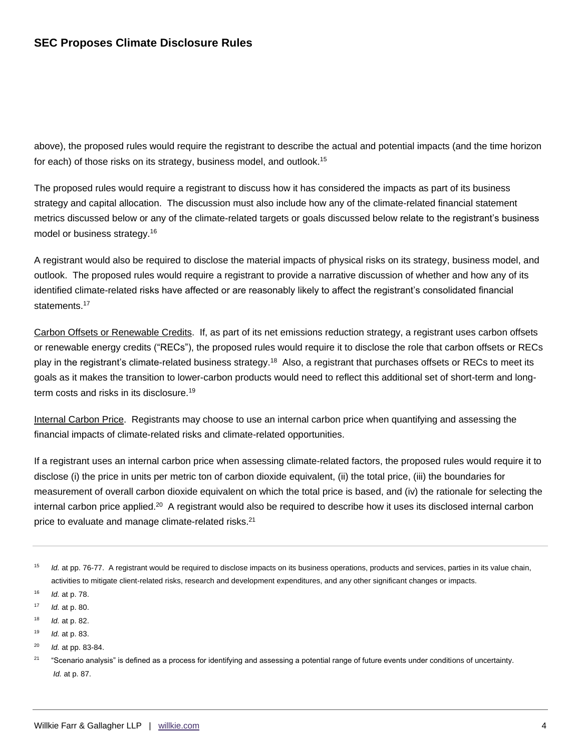above), the proposed rules would require the registrant to describe the actual and potential impacts (and the time horizon for each) of those risks on its strategy, business model, and outlook.[15]

The proposed rules would require a registrant to discuss how it has considered the impacts as part of its business strategy and capital allocation. The discussion must also include how any of the climate-related financial statement metrics discussed below or any of the climate-related targets or goals discussed below relate to the registrant's business model or business strategy.[16]

A registrant would also be required to disclose the material impacts of physical risks on its strategy, business model, and outlook. The proposed rules would require a registrant to provide a narrative discussion of whether and how any of its identified climate-related risks have affected or are reasonably likely to affect the registrant's consolidated financial statements.[17]

Carbon Offsets or Renewable Credits. If, as part of its net emissions reduction strategy, a registrant uses carbon offsets or renewable energy credits ("RECs"), the proposed rules would require it to disclose the role that carbon offsets or RECs play in the registrant's climate-related business strategy.[18] Also, a registrant that purchases offsets or RECs to meet its goals as it makes the transition to lower-carbon products would need to reflect this additional set of short-term and long-term costs and risks in its disclosure.[19]

Internal Carbon Price. Registrants may choose to use an internal carbon price when quantifying and assessing the financial impacts of climate-related risks and climate-related opportunities.

If a registrant uses an internal carbon price when assessing climate-related factors, the proposed rules would require it to disclose (i) the price in units per metric ton of carbon dioxide equivalent, (ii) the total price, (iii) the boundaries for measurement of overall carbon dioxide equivalent on which the total price is based, and (iv) the rationale for selecting the internal carbon price applied.[20] A registrant would also be required to describe how it uses its disclosed internal carbon price to evaluate and manage climate-related risks.[21]

---

[15] *Id.* at pp. 76-77. A registrant would be required to disclose impacts on its business operations, products and services, parties in its value chain, activities to mitigate client-related risks, research and development expenditures, and any other significant changes or impacts.

[16] *Id.* at p. 78.

[17] *Id.* at p. 80.

[18] *Id.* at p. 82.

[19] *Id.* at p. 83.

[20] *Id.* at pp. 83-84.

[21] "Scenario analysis" is defined as a process for identifying and assessing a potential range of future events under conditions of uncertainty. *Id.* at p. 87.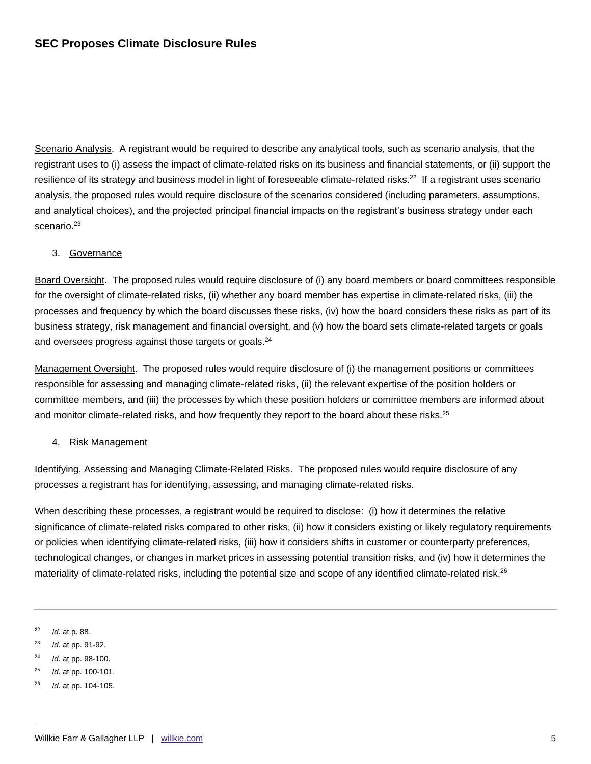Scenario Analysis. A registrant would be required to describe any analytical tools, such as scenario analysis, that the registrant uses to (i) assess the impact of climate-related risks on its business and financial statements, or (ii) support the resilience of its strategy and business model in light of foreseeable climate-related risks.[22] If a registrant uses scenario analysis, the proposed rules would require disclosure of the scenarios considered (including parameters, assumptions, and analytical choices), and the projected principal financial impacts on the registrant's business strategy under each scenario.[23]

3. Governance

Board Oversight. The proposed rules would require disclosure of (i) any board members or board committees responsible for the oversight of climate-related risks, (ii) whether any board member has expertise in climate-related risks, (iii) the processes and frequency by which the board discusses these risks, (iv) how the board considers these risks as part of its business strategy, risk management and financial oversight, and (v) how the board sets climate-related targets or goals and oversees progress against those targets or goals.[24]

Management Oversight. The proposed rules would require disclosure of (i) the management positions or committees responsible for assessing and managing climate-related risks, (ii) the relevant expertise of the position holders or committee members, and (iii) the processes by which these position holders or committee members are informed about and monitor climate-related risks, and how frequently they report to the board about these risks.[25]

4. Risk Management

Identifying, Assessing and Managing Climate-Related Risks. The proposed rules would require disclosure of any processes a registrant has for identifying, assessing, and managing climate-related risks.

When describing these processes, a registrant would be required to disclose: (i) how it determines the relative significance of climate-related risks compared to other risks, (ii) how it considers existing or likely regulatory requirements or policies when identifying climate-related risks, (iii) how it considers shifts in customer or counterparty preferences, technological changes, or changes in market prices in assessing potential transition risks, and (iv) how it determines the materiality of climate-related risks, including the potential size and scope of any identified climate-related risk.[26]

---

[22] *Id.* at p. 88.

[23] *Id.* at pp. 91-92.

[24] *Id.* at pp. 98-100.

[25] *Id.* at pp. 100-101.

[26] *Id.* at pp. 104-105.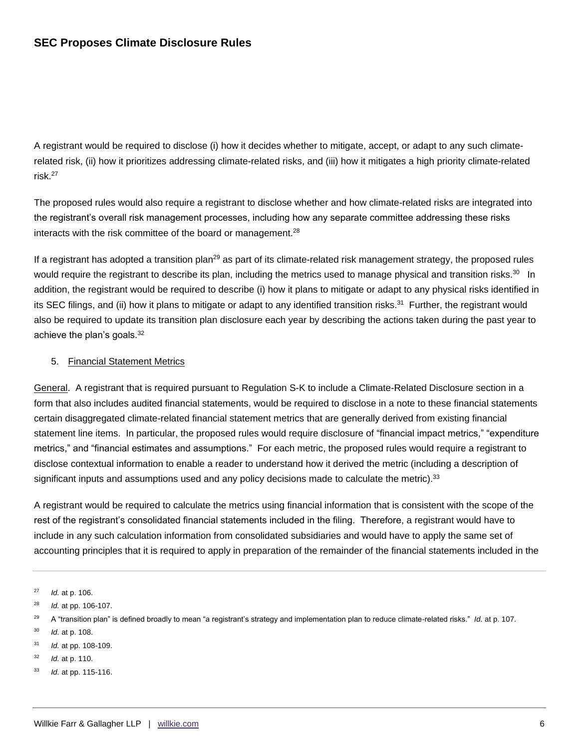A registrant would be required to disclose (i) how it decides whether to mitigate, accept, or adapt to any such climate-related risk, (ii) how it prioritizes addressing climate-related risks, and (iii) how it mitigates a high priority climate-related risk.[27]

The proposed rules would also require a registrant to disclose whether and how climate-related risks are integrated into the registrant's overall risk management processes, including how any separate committee addressing these risks interacts with the risk committee of the board or management.[28]

If a registrant has adopted a transition plan[29] as part of its climate-related risk management strategy, the proposed rules would require the registrant to describe its plan, including the metrics used to manage physical and transition risks.[30] In addition, the registrant would be required to describe (i) how it plans to mitigate or adapt to any physical risks identified in its SEC filings, and (ii) how it plans to mitigate or adapt to any identified transition risks.[31] Further, the registrant would also be required to update its transition plan disclosure each year by describing the actions taken during the past year to achieve the plan's goals.[32]

5. Financial Statement Metrics

General. A registrant that is required pursuant to Regulation S-K to include a Climate-Related Disclosure section in a form that also includes audited financial statements, would be required to disclose in a note to these financial statements certain disaggregated climate-related financial statement metrics that are generally derived from existing financial statement line items. In particular, the proposed rules would require disclosure of "financial impact metrics," "expenditure metrics," and "financial estimates and assumptions." For each metric, the proposed rules would require a registrant to disclose contextual information to enable a reader to understand how it derived the metric (including a description of significant inputs and assumptions used and any policy decisions made to calculate the metric).[33]

A registrant would be required to calculate the metrics using financial information that is consistent with the scope of the rest of the registrant's consolidated financial statements included in the filing. Therefore, a registrant would have to include in any such calculation information from consolidated subsidiaries and would have to apply the same set of accounting principles that it is required to apply in preparation of the remainder of the financial statements included in the

---

[27] *Id.* at p. 106.

[28] *Id.* at pp. 106-107.

[29] A "transition plan" is defined broadly to mean "a registrant's strategy and implementation plan to reduce climate-related risks." *Id.* at p. 107.

[30] *Id.* at p. 108.

[31] *Id.* at pp. 108-109.

[32] *Id.* at p. 110.

[33] *Id.* at pp. 115-116.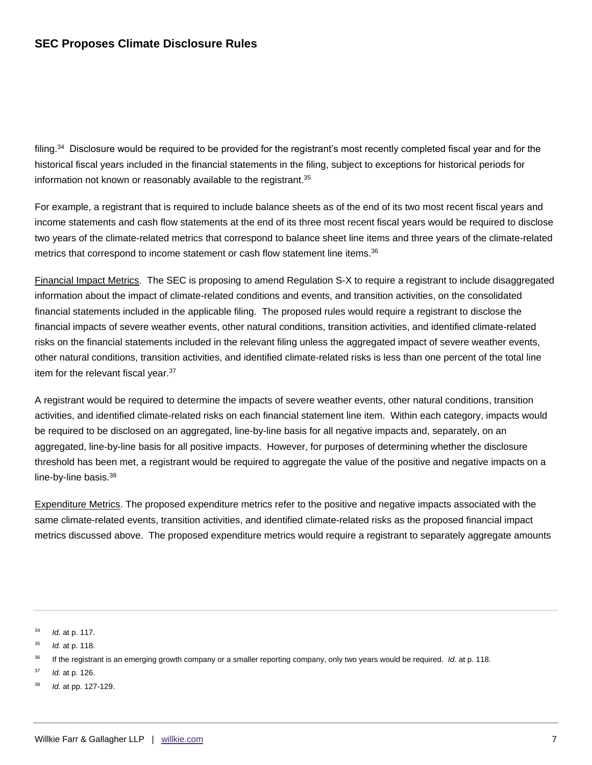filing.[34] Disclosure would be required to be provided for the registrant's most recently completed fiscal year and for the historical fiscal years included in the financial statements in the filing, subject to exceptions for historical periods for information not known or reasonably available to the registrant.[35]

For example, a registrant that is required to include balance sheets as of the end of its two most recent fiscal years and income statements and cash flow statements at the end of its three most recent fiscal years would be required to disclose two years of the climate-related metrics that correspond to balance sheet line items and three years of the climate-related metrics that correspond to income statement or cash flow statement line items.[36]

Financial Impact Metrics. The SEC is proposing to amend Regulation S-X to require a registrant to include disaggregated information about the impact of climate-related conditions and events, and transition activities, on the consolidated financial statements included in the applicable filing. The proposed rules would require a registrant to disclose the financial impacts of severe weather events, other natural conditions, transition activities, and identified climate-related risks on the financial statements included in the relevant filing unless the aggregated impact of severe weather events, other natural conditions, transition activities, and identified climate-related risks is less than one percent of the total line item for the relevant fiscal year.[37]

A registrant would be required to determine the impacts of severe weather events, other natural conditions, transition activities, and identified climate-related risks on each financial statement line item. Within each category, impacts would be required to be disclosed on an aggregated, line-by-line basis for all negative impacts and, separately, on an aggregated, line-by-line basis for all positive impacts. However, for purposes of determining whether the disclosure threshold has been met, a registrant would be required to aggregate the value of the positive and negative impacts on a line-by-line basis.[38]

Expenditure Metrics. The proposed expenditure metrics refer to the positive and negative impacts associated with the same climate-related events, transition activities, and identified climate-related risks as the proposed financial impact metrics discussed above. The proposed expenditure metrics would require a registrant to separately aggregate amounts

---

[34] *Id.* at p. 117.

[35] *Id.* at p. 118.

[36] If the registrant is an emerging growth company or a smaller reporting company, only two years would be required. *Id.* at p. 118.

[37] *Id.* at p. 126.

[38] *Id.* at pp. 127-129.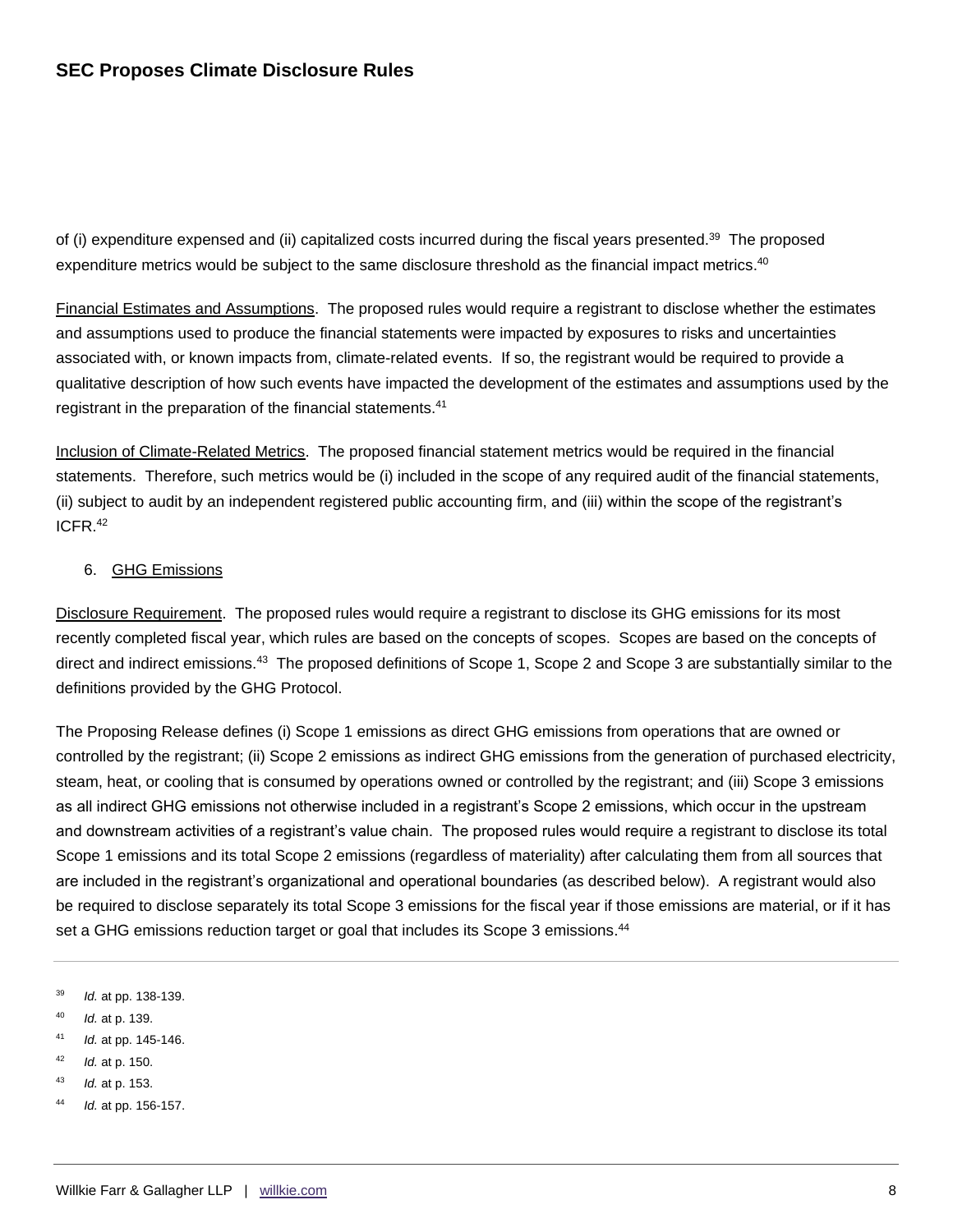of (i) expenditure expensed and (ii) capitalized costs incurred during the fiscal years presented.[39] The proposed expenditure metrics would be subject to the same disclosure threshold as the financial impact metrics.[40]

Financial Estimates and Assumptions. The proposed rules would require a registrant to disclose whether the estimates and assumptions used to produce the financial statements were impacted by exposures to risks and uncertainties associated with, or known impacts from, climate-related events. If so, the registrant would be required to provide a qualitative description of how such events have impacted the development of the estimates and assumptions used by the registrant in the preparation of the financial statements.[41]

Inclusion of Climate-Related Metrics. The proposed financial statement metrics would be required in the financial statements. Therefore, such metrics would be (i) included in the scope of any required audit of the financial statements, (ii) subject to audit by an independent registered public accounting firm, and (iii) within the scope of the registrant's ICFR.[42]

6. GHG Emissions

Disclosure Requirement. The proposed rules would require a registrant to disclose its GHG emissions for its most recently completed fiscal year, which rules are based on the concepts of scopes. Scopes are based on the concepts of direct and indirect emissions.[43] The proposed definitions of Scope 1, Scope 2 and Scope 3 are substantially similar to the definitions provided by the GHG Protocol.

The Proposing Release defines (i) Scope 1 emissions as direct GHG emissions from operations that are owned or controlled by the registrant; (ii) Scope 2 emissions as indirect GHG emissions from the generation of purchased electricity, steam, heat, or cooling that is consumed by operations owned or controlled by the registrant; and (iii) Scope 3 emissions as all indirect GHG emissions not otherwise included in a registrant's Scope 2 emissions, which occur in the upstream and downstream activities of a registrant's value chain. The proposed rules would require a registrant to disclose its total Scope 1 emissions and its total Scope 2 emissions (regardless of materiality) after calculating them from all sources that are included in the registrant's organizational and operational boundaries (as described below). A registrant would also be required to disclose separately its total Scope 3 emissions for the fiscal year if those emissions are material, or if it has set a GHG emissions reduction target or goal that includes its Scope 3 emissions.[44]

---

[39] *Id.* at pp. 138-139.

[40] *Id.* at p. 139.

[41] *Id.* at pp. 145-146.

[42] *Id.* at p. 150.

[43] *Id.* at p. 153.

[44] *Id.* at pp. 156-157.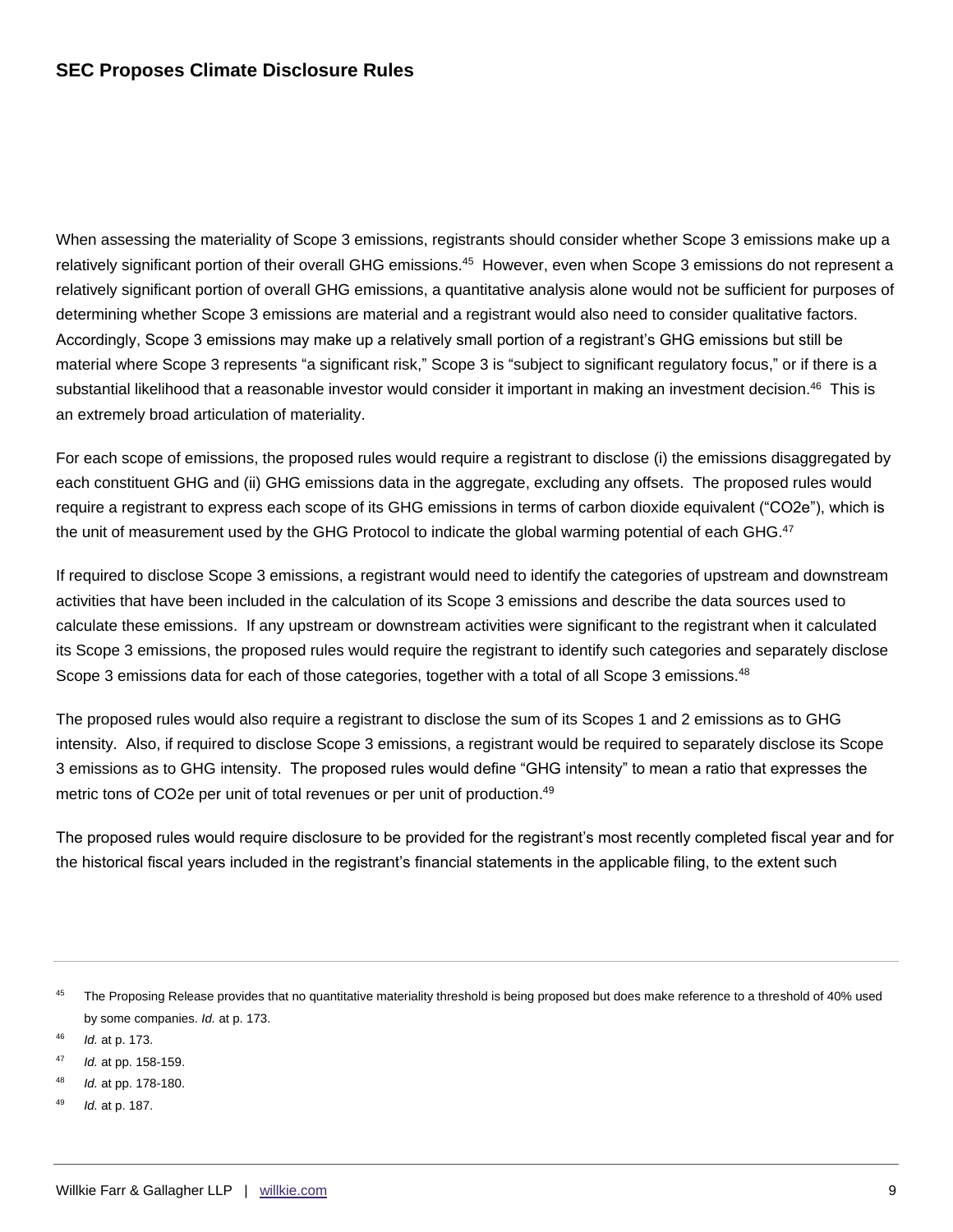When assessing the materiality of Scope 3 emissions, registrants should consider whether Scope 3 emissions make up a relatively significant portion of their overall GHG emissions.[45] However, even when Scope 3 emissions do not represent a relatively significant portion of overall GHG emissions, a quantitative analysis alone would not be sufficient for purposes of determining whether Scope 3 emissions are material and a registrant would also need to consider qualitative factors. Accordingly, Scope 3 emissions may make up a relatively small portion of a registrant's GHG emissions but still be material where Scope 3 represents "a significant risk," Scope 3 is "subject to significant regulatory focus," or if there is a substantial likelihood that a reasonable investor would consider it important in making an investment decision.[46] This is an extremely broad articulation of materiality.

For each scope of emissions, the proposed rules would require a registrant to disclose (i) the emissions disaggregated by each constituent GHG and (ii) GHG emissions data in the aggregate, excluding any offsets. The proposed rules would require a registrant to express each scope of its GHG emissions in terms of carbon dioxide equivalent ("CO2e"), which is the unit of measurement used by the GHG Protocol to indicate the global warming potential of each GHG.[47]

If required to disclose Scope 3 emissions, a registrant would need to identify the categories of upstream and downstream activities that have been included in the calculation of its Scope 3 emissions and describe the data sources used to calculate these emissions. If any upstream or downstream activities were significant to the registrant when it calculated its Scope 3 emissions, the proposed rules would require the registrant to identify such categories and separately disclose Scope 3 emissions data for each of those categories, together with a total of all Scope 3 emissions.[48]

The proposed rules would also require a registrant to disclose the sum of its Scopes 1 and 2 emissions as to GHG intensity. Also, if required to disclose Scope 3 emissions, a registrant would be required to separately disclose its Scope 3 emissions as to GHG intensity. The proposed rules would define "GHG intensity" to mean a ratio that expresses the metric tons of CO2e per unit of total revenues or per unit of production.[49]

The proposed rules would require disclosure to be provided for the registrant's most recently completed fiscal year and for the historical fiscal years included in the registrant's financial statements in the applicable filing, to the extent such

---

[45] The Proposing Release provides that no quantitative materiality threshold is being proposed but does make reference to a threshold of 40% used by some companies. *Id.* at p. 173.

[46] *Id.* at p. 173.

[47] *Id.* at pp. 158-159.

[48] *Id.* at pp. 178-180.

[49] *Id.* at p. 187.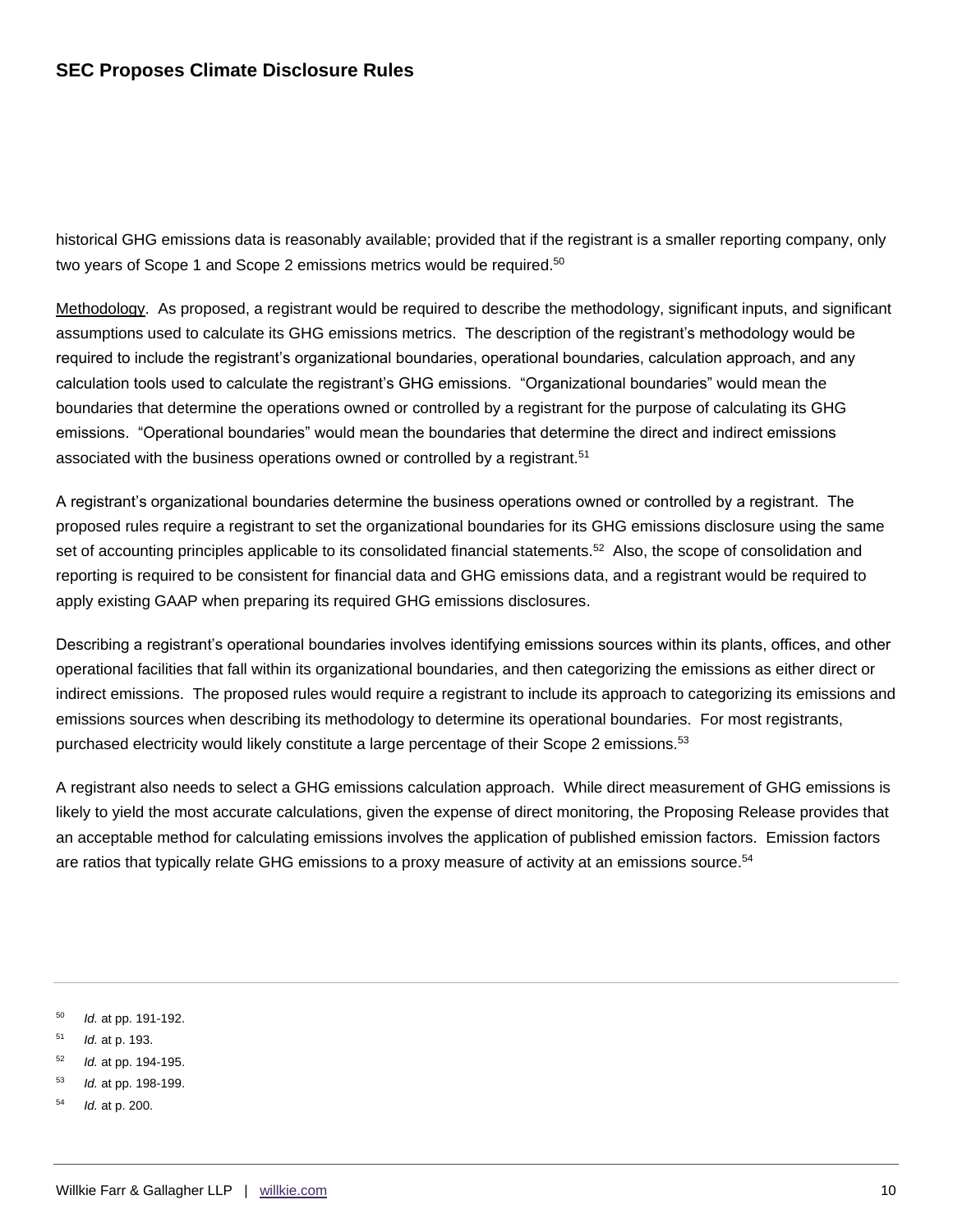historical GHG emissions data is reasonably available; provided that if the registrant is a smaller reporting company, only two years of Scope 1 and Scope 2 emissions metrics would be required.[50]

Methodology. As proposed, a registrant would be required to describe the methodology, significant inputs, and significant assumptions used to calculate its GHG emissions metrics. The description of the registrant's methodology would be required to include the registrant's organizational boundaries, operational boundaries, calculation approach, and any calculation tools used to calculate the registrant's GHG emissions. "Organizational boundaries" would mean the boundaries that determine the operations owned or controlled by a registrant for the purpose of calculating its GHG emissions. "Operational boundaries" would mean the boundaries that determine the direct and indirect emissions associated with the business operations owned or controlled by a registrant.[51]

A registrant's organizational boundaries determine the business operations owned or controlled by a registrant. The proposed rules require a registrant to set the organizational boundaries for its GHG emissions disclosure using the same set of accounting principles applicable to its consolidated financial statements.[52] Also, the scope of consolidation and reporting is required to be consistent for financial data and GHG emissions data, and a registrant would be required to apply existing GAAP when preparing its required GHG emissions disclosures.

Describing a registrant's operational boundaries involves identifying emissions sources within its plants, offices, and other operational facilities that fall within its organizational boundaries, and then categorizing the emissions as either direct or indirect emissions. The proposed rules would require a registrant to include its approach to categorizing its emissions and emissions sources when describing its methodology to determine its operational boundaries. For most registrants, purchased electricity would likely constitute a large percentage of their Scope 2 emissions.[53]

A registrant also needs to select a GHG emissions calculation approach. While direct measurement of GHG emissions is likely to yield the most accurate calculations, given the expense of direct monitoring, the Proposing Release provides that an acceptable method for calculating emissions involves the application of published emission factors. Emission factors are ratios that typically relate GHG emissions to a proxy measure of activity at an emissions source.[54]

---

[50] *Id.* at pp. 191-192.

[51] *Id.* at p. 193.

[52] *Id.* at pp. 194-195.

[53] *Id.* at pp. 198-199.

[54] *Id.* at p. 200.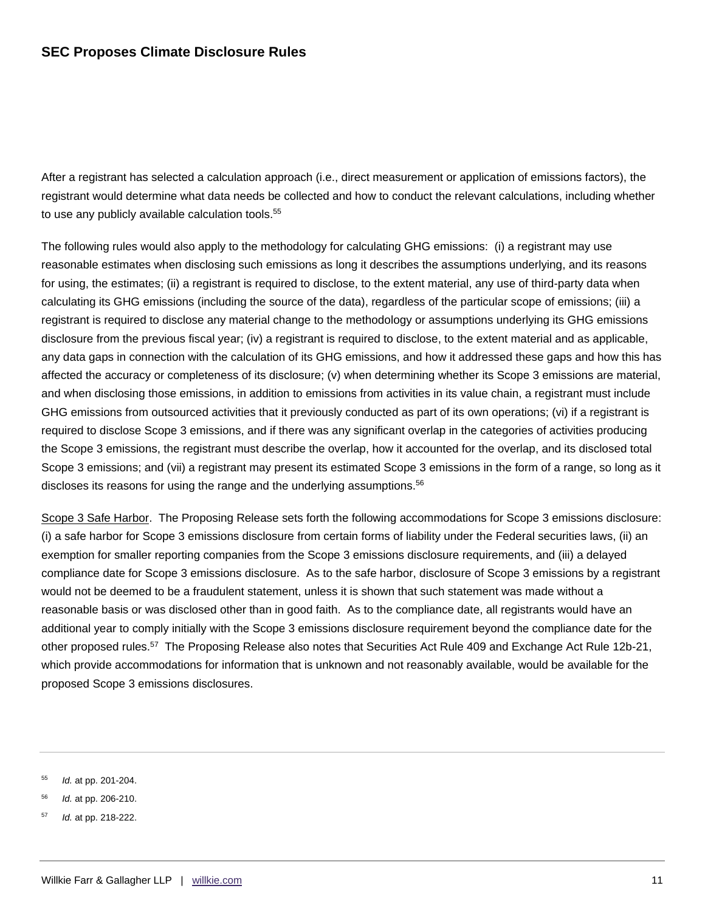After a registrant has selected a calculation approach (i.e., direct measurement or application of emissions factors), the registrant would determine what data needs be collected and how to conduct the relevant calculations, including whether to use any publicly available calculation tools.[55]

The following rules would also apply to the methodology for calculating GHG emissions: (i) a registrant may use reasonable estimates when disclosing such emissions as long it describes the assumptions underlying, and its reasons for using, the estimates; (ii) a registrant is required to disclose, to the extent material, any use of third-party data when calculating its GHG emissions (including the source of the data), regardless of the particular scope of emissions; (iii) a registrant is required to disclose any material change to the methodology or assumptions underlying its GHG emissions disclosure from the previous fiscal year; (iv) a registrant is required to disclose, to the extent material and as applicable, any data gaps in connection with the calculation of its GHG emissions, and how it addressed these gaps and how this has affected the accuracy or completeness of its disclosure; (v) when determining whether its Scope 3 emissions are material, and when disclosing those emissions, in addition to emissions from activities in its value chain, a registrant must include GHG emissions from outsourced activities that it previously conducted as part of its own operations; (vi) if a registrant is required to disclose Scope 3 emissions, and if there was any significant overlap in the categories of activities producing the Scope 3 emissions, the registrant must describe the overlap, how it accounted for the overlap, and its disclosed total Scope 3 emissions; and (vii) a registrant may present its estimated Scope 3 emissions in the form of a range, so long as it discloses its reasons for using the range and the underlying assumptions.[56]

Scope 3 Safe Harbor. The Proposing Release sets forth the following accommodations for Scope 3 emissions disclosure: (i) a safe harbor for Scope 3 emissions disclosure from certain forms of liability under the Federal securities laws, (ii) an exemption for smaller reporting companies from the Scope 3 emissions disclosure requirements, and (iii) a delayed compliance date for Scope 3 emissions disclosure. As to the safe harbor, disclosure of Scope 3 emissions by a registrant would not be deemed to be a fraudulent statement, unless it is shown that such statement was made without a reasonable basis or was disclosed other than in good faith. As to the compliance date, all registrants would have an additional year to comply initially with the Scope 3 emissions disclosure requirement beyond the compliance date for the other proposed rules.[57] The Proposing Release also notes that Securities Act Rule 409 and Exchange Act Rule 12b-21, which provide accommodations for information that is unknown and not reasonably available, would be available for the proposed Scope 3 emissions disclosures.

---

[55] *Id.* at pp. 201-204.

[56] *Id.* at pp. 206-210.

[57] *Id.* at pp. 218-222.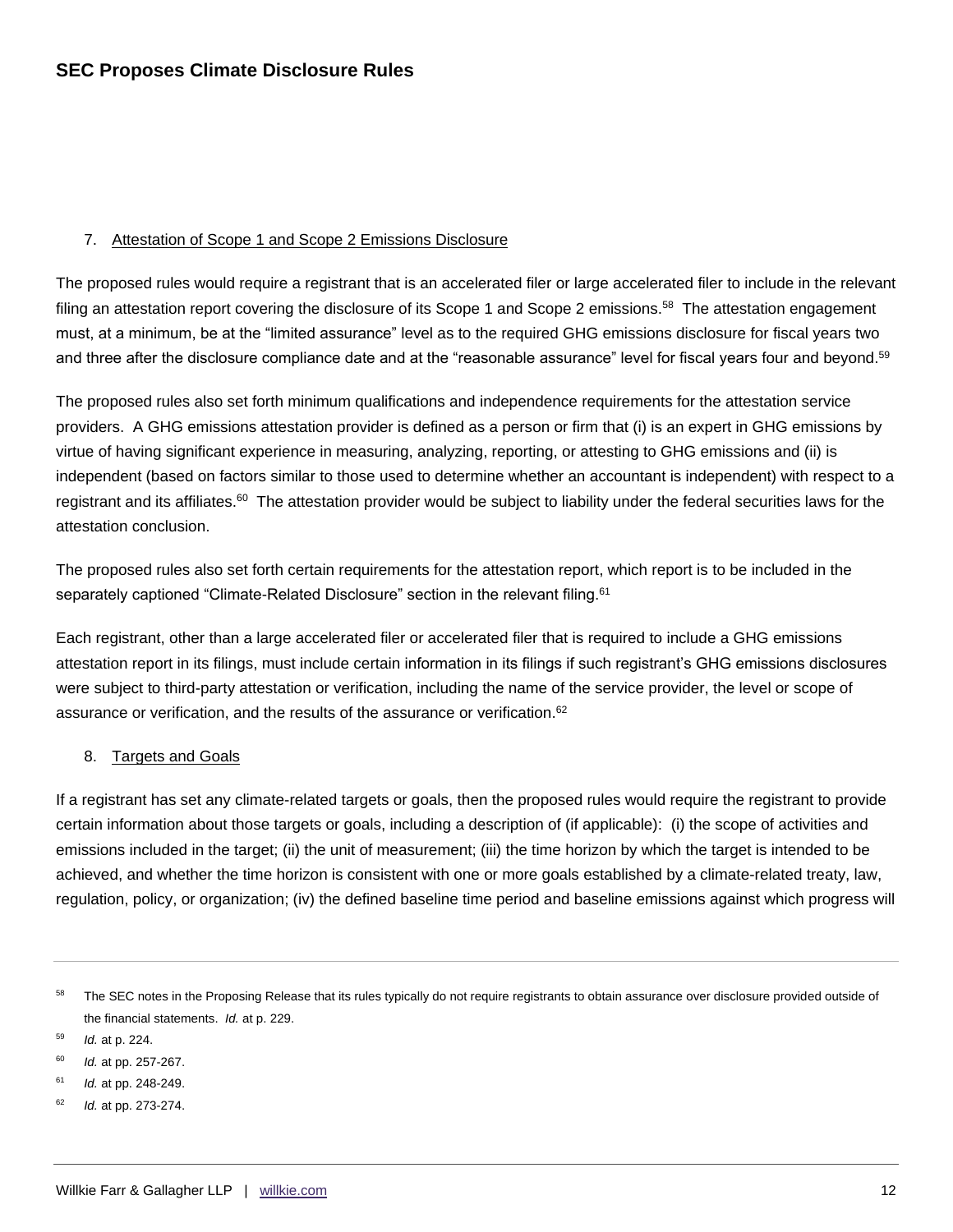7. Attestation of Scope 1 and Scope 2 Emissions Disclosure

The proposed rules would require a registrant that is an accelerated filer or large accelerated filer to include in the relevant filing an attestation report covering the disclosure of its Scope 1 and Scope 2 emissions.[58] The attestation engagement must, at a minimum, be at the "limited assurance" level as to the required GHG emissions disclosure for fiscal years two and three after the disclosure compliance date and at the "reasonable assurance" level for fiscal years four and beyond.[59]

The proposed rules also set forth minimum qualifications and independence requirements for the attestation service providers. A GHG emissions attestation provider is defined as a person or firm that (i) is an expert in GHG emissions by virtue of having significant experience in measuring, analyzing, reporting, or attesting to GHG emissions and (ii) is independent (based on factors similar to those used to determine whether an accountant is independent) with respect to a registrant and its affiliates.[60] The attestation provider would be subject to liability under the federal securities laws for the attestation conclusion.

The proposed rules also set forth certain requirements for the attestation report, which report is to be included in the separately captioned "Climate-Related Disclosure" section in the relevant filing.[61]

Each registrant, other than a large accelerated filer or accelerated filer that is required to include a GHG emissions attestation report in its filings, must include certain information in its filings if such registrant's GHG emissions disclosures were subject to third-party attestation or verification, including the name of the service provider, the level or scope of assurance or verification, and the results of the assurance or verification.[62]

8. Targets and Goals

If a registrant has set any climate-related targets or goals, then the proposed rules would require the registrant to provide certain information about those targets or goals, including a description of (if applicable): (i) the scope of activities and emissions included in the target; (ii) the unit of measurement; (iii) the time horizon by which the target is intended to be achieved, and whether the time horizon is consistent with one or more goals established by a climate-related treaty, law, regulation, policy, or organization; (iv) the defined baseline time period and baseline emissions against which progress will

---

[58] The SEC notes in the Proposing Release that its rules typically do not require registrants to obtain assurance over disclosure provided outside of the financial statements. *Id.* at p. 229.

[59] *Id.* at p. 224.

[60] *Id.* at pp. 257-267.

[61] *Id.* at pp. 248-249.

[62] *Id.* at pp. 273-274.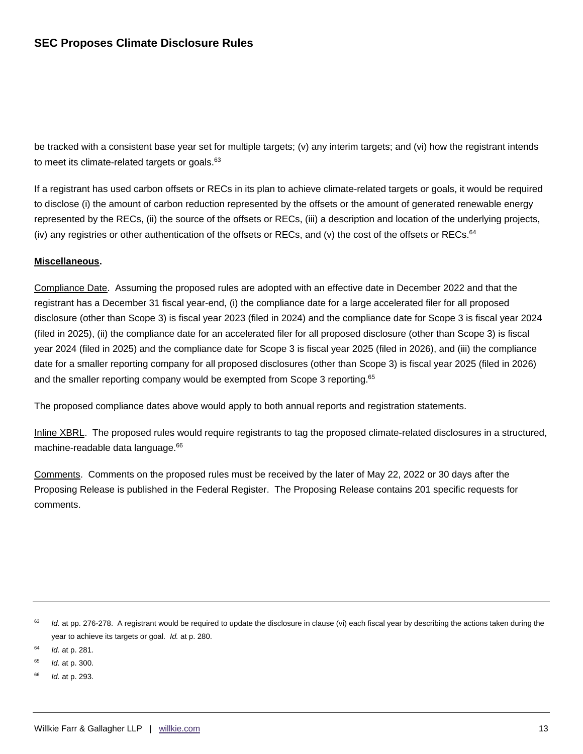be tracked with a consistent base year set for multiple targets; (v) any interim targets; and (vi) how the registrant intends to meet its climate-related targets or goals.[63]

If a registrant has used carbon offsets or RECs in its plan to achieve climate-related targets or goals, it would be required to disclose (i) the amount of carbon reduction represented by the offsets or the amount of generated renewable energy represented by the RECs, (ii) the source of the offsets or RECs, (iii) a description and location of the underlying projects, (iv) any registries or other authentication of the offsets or RECs, and (v) the cost of the offsets or RECs.[64]

**Miscellaneous.**

Compliance Date. Assuming the proposed rules are adopted with an effective date in December 2022 and that the registrant has a December 31 fiscal year-end, (i) the compliance date for a large accelerated filer for all proposed disclosure (other than Scope 3) is fiscal year 2023 (filed in 2024) and the compliance date for Scope 3 is fiscal year 2024 (filed in 2025), (ii) the compliance date for an accelerated filer for all proposed disclosure (other than Scope 3) is fiscal year 2024 (filed in 2025) and the compliance date for Scope 3 is fiscal year 2025 (filed in 2026), and (iii) the compliance date for a smaller reporting company for all proposed disclosures (other than Scope 3) is fiscal year 2025 (filed in 2026) and the smaller reporting company would be exempted from Scope 3 reporting.[65]

The proposed compliance dates above would apply to both annual reports and registration statements.

Inline XBRL. The proposed rules would require registrants to tag the proposed climate-related disclosures in a structured, machine-readable data language.[66]

Comments. Comments on the proposed rules must be received by the later of May 22, 2022 or 30 days after the Proposing Release is published in the Federal Register. The Proposing Release contains 201 specific requests for comments.

---

[63] *Id.* at pp. 276-278. A registrant would be required to update the disclosure in clause (vi) each fiscal year by describing the actions taken during the year to achieve its targets or goal. *Id.* at p. 280.

[64] *Id.* at p. 281.

[65] *Id.* at p. 300.

[66] *Id.* at p. 293.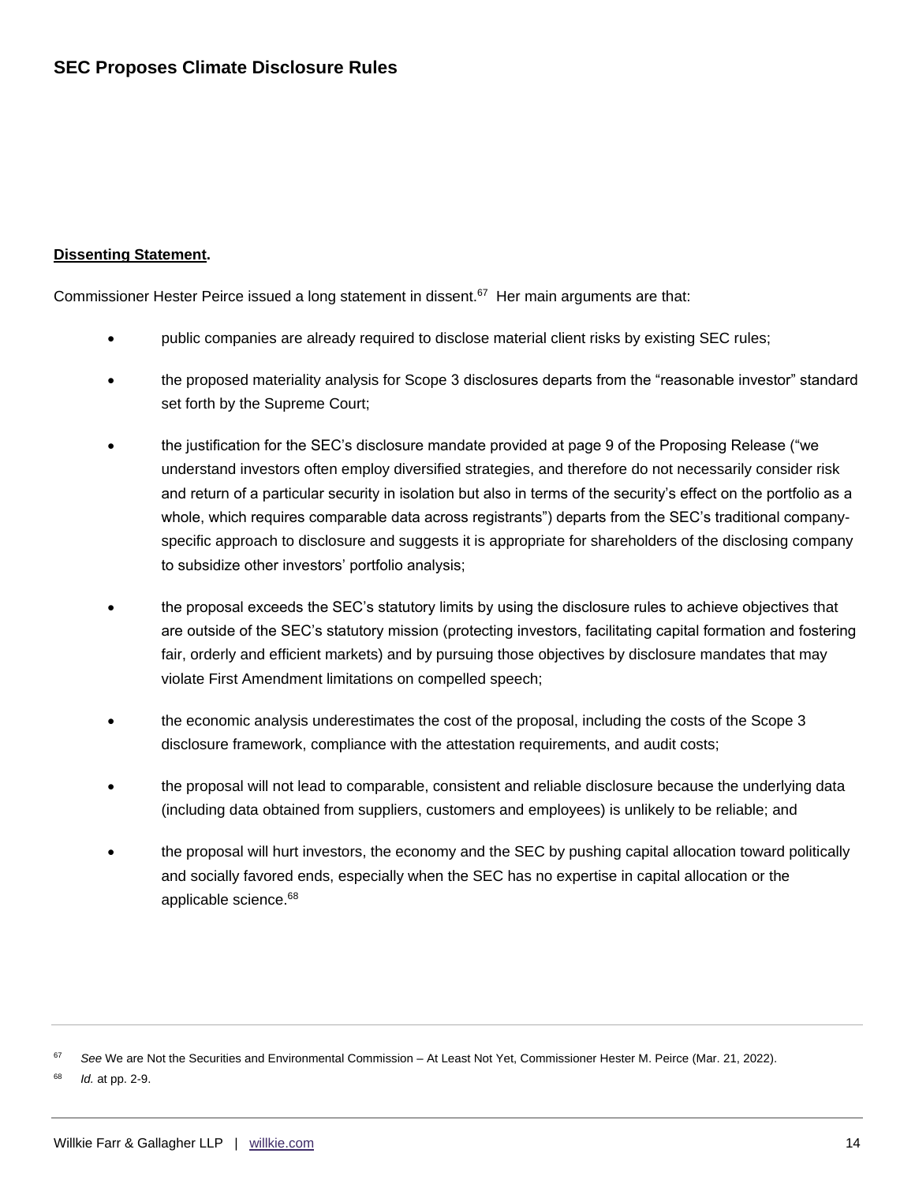**<u>Dissenting Statement</u>.**

Commissioner Hester Peirce issued a long statement in dissent.[67] Her main arguments are that:

- public companies are already required to disclose material client risks by existing SEC rules;
- the proposed materiality analysis for Scope 3 disclosures departs from the "reasonable investor" standard set forth by the Supreme Court;
- the justification for the SEC's disclosure mandate provided at page 9 of the Proposing Release ("we understand investors often employ diversified strategies, and therefore do not necessarily consider risk and return of a particular security in isolation but also in terms of the security's effect on the portfolio as a whole, which requires comparable data across registrants") departs from the SEC's traditional company-specific approach to disclosure and suggests it is appropriate for shareholders of the disclosing company to subsidize other investors' portfolio analysis;
- the proposal exceeds the SEC's statutory limits by using the disclosure rules to achieve objectives that are outside of the SEC's statutory mission (protecting investors, facilitating capital formation and fostering fair, orderly and efficient markets) and by pursuing those objectives by disclosure mandates that may violate First Amendment limitations on compelled speech;
- the economic analysis underestimates the cost of the proposal, including the costs of the Scope 3 disclosure framework, compliance with the attestation requirements, and audit costs;
- the proposal will not lead to comparable, consistent and reliable disclosure because the underlying data (including data obtained from suppliers, customers and employees) is unlikely to be reliable; and
- the proposal will hurt investors, the economy and the SEC by pushing capital allocation toward politically and socially favored ends, especially when the SEC has no expertise in capital allocation or the applicable science.[68]

---

[67] *See* We are Not the Securities and Environmental Commission – At Least Not Yet, Commissioner Hester M. Peirce (Mar. 21, 2022).

[68] *Id.* at pp. 2-9.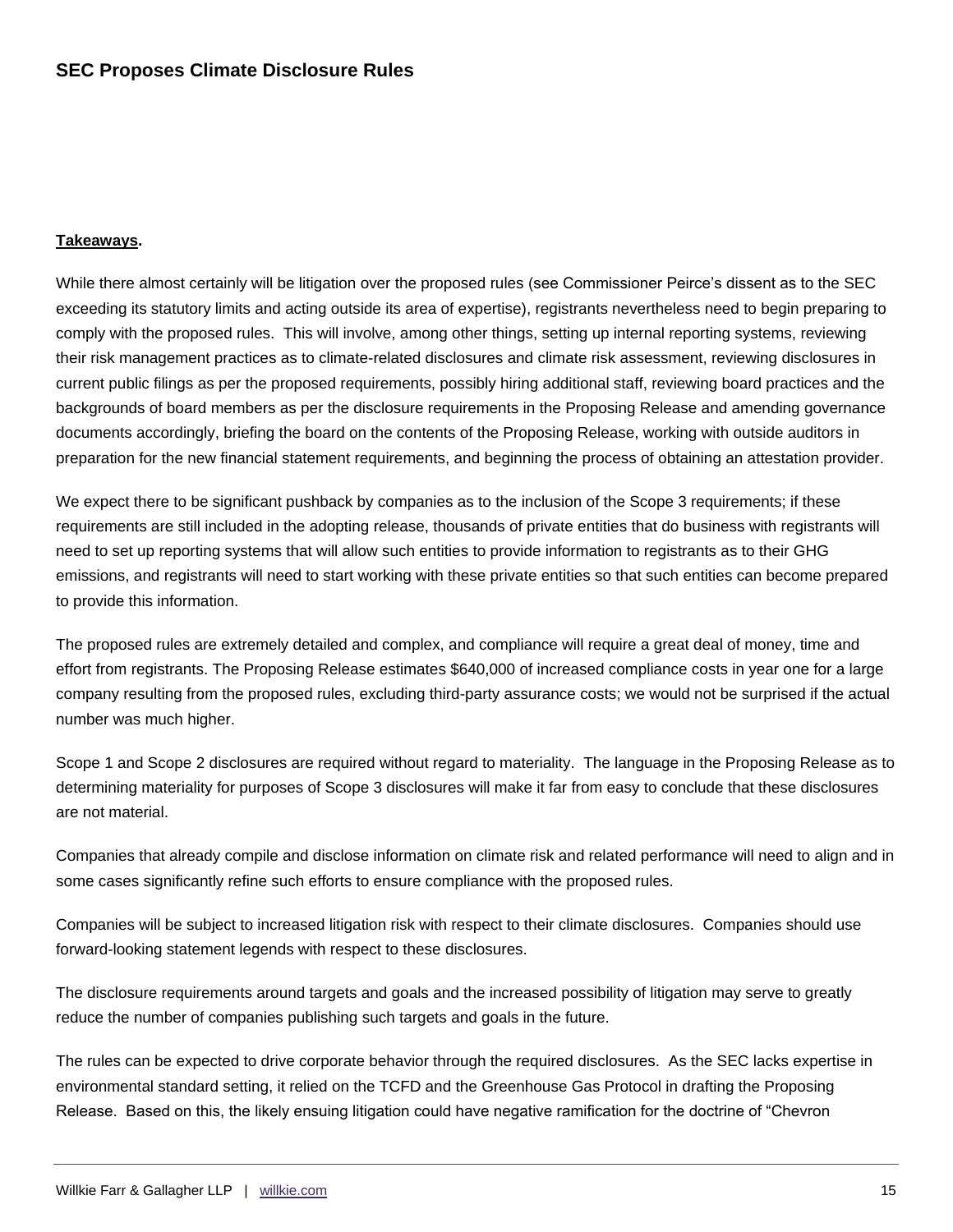**Takeaways.**

While there almost certainly will be litigation over the proposed rules (see Commissioner Peirce's dissent as to the SEC exceeding its statutory limits and acting outside its area of expertise), registrants nevertheless need to begin preparing to comply with the proposed rules. This will involve, among other things, setting up internal reporting systems, reviewing their risk management practices as to climate-related disclosures and climate risk assessment, reviewing disclosures in current public filings as per the proposed requirements, possibly hiring additional staff, reviewing board practices and the backgrounds of board members as per the disclosure requirements in the Proposing Release and amending governance documents accordingly, briefing the board on the contents of the Proposing Release, working with outside auditors in preparation for the new financial statement requirements, and beginning the process of obtaining an attestation provider.

We expect there to be significant pushback by companies as to the inclusion of the Scope 3 requirements; if these requirements are still included in the adopting release, thousands of private entities that do business with registrants will need to set up reporting systems that will allow such entities to provide information to registrants as to their GHG emissions, and registrants will need to start working with these private entities so that such entities can become prepared to provide this information.

The proposed rules are extremely detailed and complex, and compliance will require a great deal of money, time and effort from registrants. The Proposing Release estimates $640,000 of increased compliance costs in year one for a large company resulting from the proposed rules, excluding third-party assurance costs; we would not be surprised if the actual number was much higher.

Scope 1 and Scope 2 disclosures are required without regard to materiality. The language in the Proposing Release as to determining materiality for purposes of Scope 3 disclosures will make it far from easy to conclude that these disclosures are not material.

Companies that already compile and disclose information on climate risk and related performance will need to align and in some cases significantly refine such efforts to ensure compliance with the proposed rules.

Companies will be subject to increased litigation risk with respect to their climate disclosures. Companies should use forward-looking statement legends with respect to these disclosures.

The disclosure requirements around targets and goals and the increased possibility of litigation may serve to greatly reduce the number of companies publishing such targets and goals in the future.

The rules can be expected to drive corporate behavior through the required disclosures. As the SEC lacks expertise in environmental standard setting, it relied on the TCFD and the Greenhouse Gas Protocol in drafting the Proposing Release. Based on this, the likely ensuing litigation could have negative ramification for the doctrine of "Chevron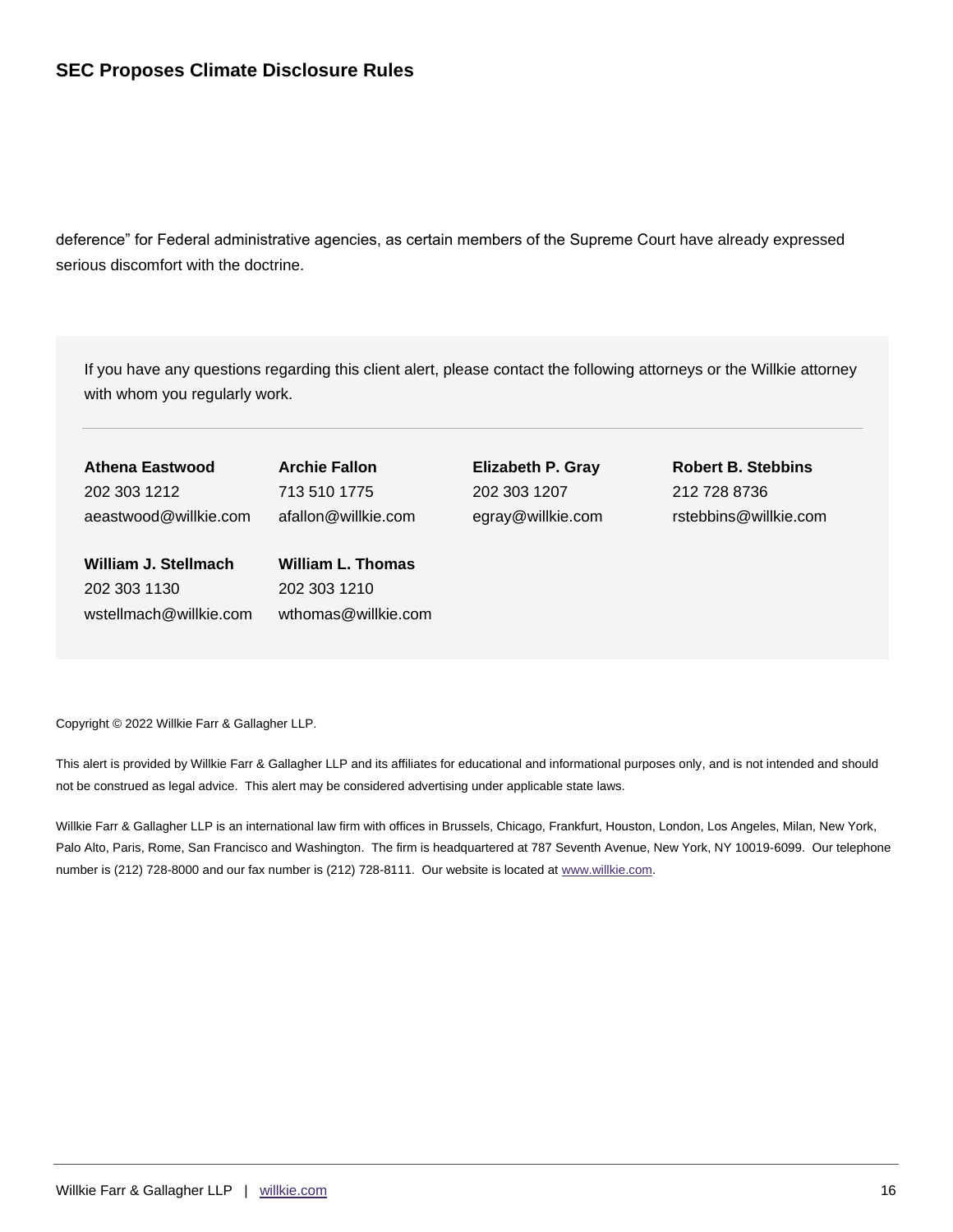deference" for Federal administrative agencies, as certain members of the Supreme Court have already expressed serious discomfort with the doctrine.

If you have any questions regarding this client alert, please contact the following attorneys or the Willkie attorney with whom you regularly work.

**Athena Eastwood**
202 303 1212
aeastwood@willkie.com

**Archie Fallon**
713 510 1775
afallon@willkie.com

**Elizabeth P. Gray**
202 303 1207
egray@willkie.com

**Robert B. Stebbins**
212 728 8736
rstebbins@willkie.com

**William J. Stellmach**
202 303 1130
wstellmach@willkie.com

**William L. Thomas**
202 303 1210
wthomas@willkie.com

Copyright © 2022 Willkie Farr & Gallagher LLP.

This alert is provided by Willkie Farr & Gallagher LLP and its affiliates for educational and informational purposes only, and is not intended and should not be construed as legal advice. This alert may be considered advertising under applicable state laws.

Willkie Farr & Gallagher LLP is an international law firm with offices in Brussels, Chicago, Frankfurt, Houston, London, Los Angeles, Milan, New York, Palo Alto, Paris, Rome, San Francisco and Washington. The firm is headquartered at 787 Seventh Avenue, New York, NY 10019-6099. Our telephone number is (212) 728-8000 and our fax number is (212) 728-8111. Our website is located at www.willkie.com.